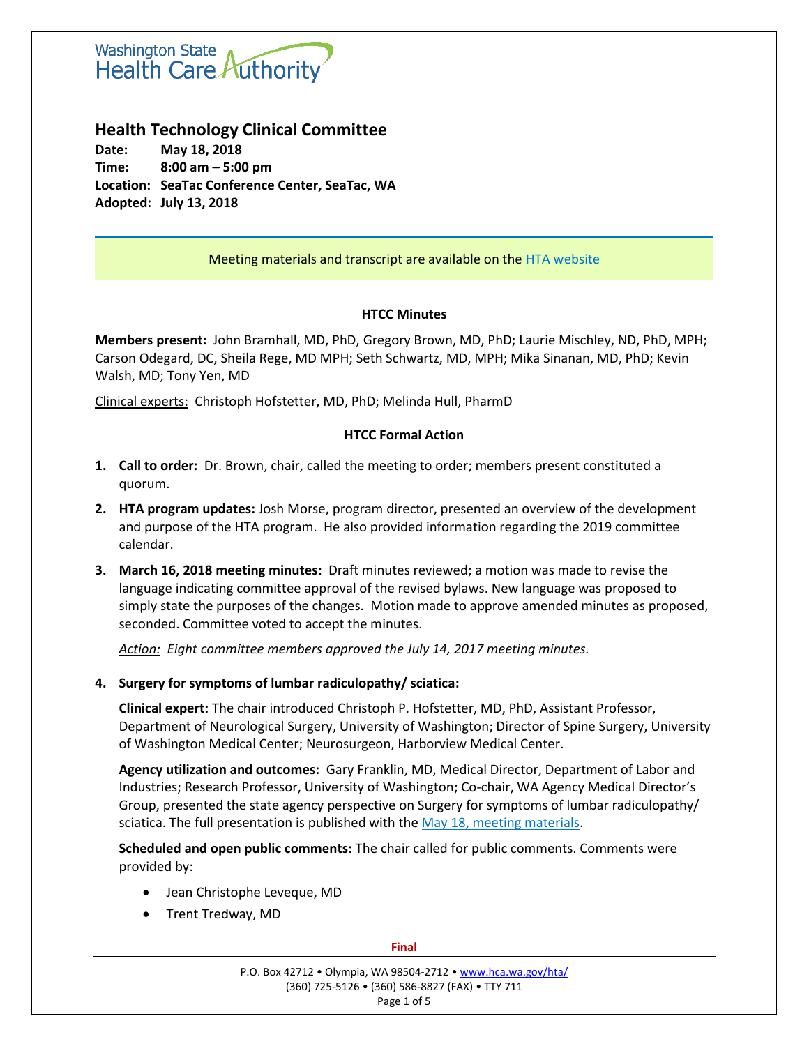Washington State Health Care Authority

# Health Technology Clinical Committee

**Date:** May 18, 2018
**Time:** 8:00 am – 5:00 pm
**Location:** SeaTac Conference Center, SeaTac, WA
**Adopted:** July 13, 2018

Meeting materials and transcript are available on the HTA website

## HTCC Minutes

**Members present:** John Bramhall, MD, PhD, Gregory Brown, MD, PhD; Laurie Mischley, ND, PhD, MPH; Carson Odegard, DC, Sheila Rege, MD MPH; Seth Schwartz, MD, MPH; Mika Sinanan, MD, PhD; Kevin Walsh, MD; Tony Yen, MD

Clinical experts: Christoph Hofstetter, MD, PhD; Melinda Hull, PharmD

## HTCC Formal Action

1. **Call to order:** Dr. Brown, chair, called the meeting to order; members present constituted a quorum.
2. **HTA program updates:** Josh Morse, program director, presented an overview of the development and purpose of the HTA program. He also provided information regarding the 2019 committee calendar.
3. **March 16, 2018 meeting minutes:** Draft minutes reviewed; a motion was made to revise the language indicating committee approval of the revised bylaws. New language was proposed to simply state the purposes of the changes. Motion made to approve amended minutes as proposed, seconded. Committee voted to accept the minutes.

   *Action: Eight committee members approved the July 14, 2017 meeting minutes.*

4. **Surgery for symptoms of lumbar radiculopathy/ sciatica:**

   **Clinical expert:** The chair introduced Christoph P. Hofstetter, MD, PhD, Assistant Professor, Department of Neurological Surgery, University of Washington; Director of Spine Surgery, University of Washington Medical Center; Neurosurgeon, Harborview Medical Center.

   **Agency utilization and outcomes:** Gary Franklin, MD, Medical Director, Department of Labor and Industries; Research Professor, University of Washington; Co-chair, WA Agency Medical Director's Group, presented the state agency perspective on Surgery for symptoms of lumbar radiculopathy/ sciatica. The full presentation is published with the May 18, meeting materials.

   **Scheduled and open public comments:** The chair called for public comments. Comments were provided by:

   - Jean Christophe Leveque, MD
   - Trent Tredway, MD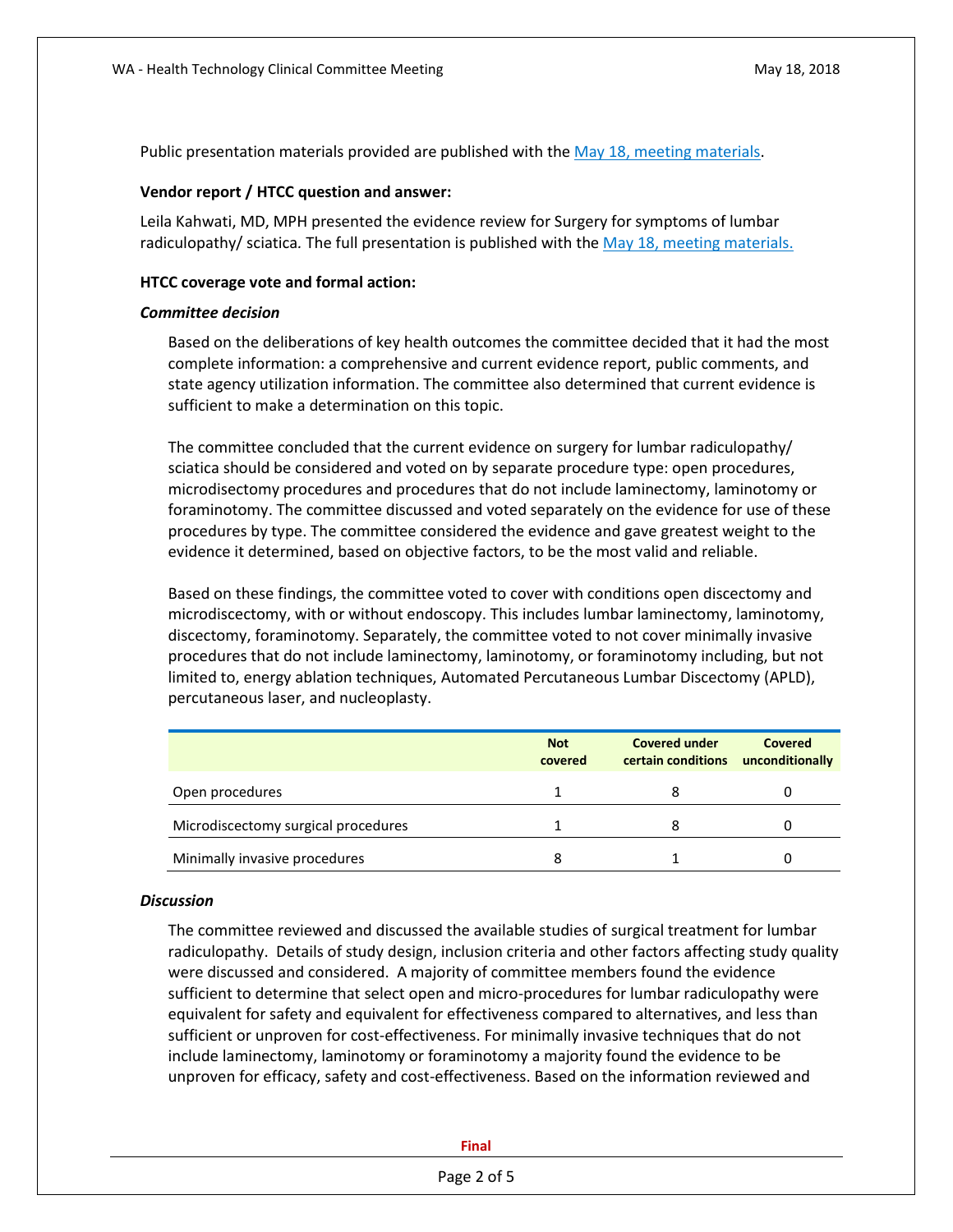Public presentation materials provided are published with the May 18, meeting materials.

**Vendor report / HTCC question and answer:**

Leila Kahwati, MD, MPH presented the evidence review for Surgery for symptoms of lumbar radiculopathy/ sciatica. The full presentation is published with the May 18, meeting materials.

**HTCC coverage vote and formal action:**

***Committee decision***

Based on the deliberations of key health outcomes the committee decided that it had the most complete information: a comprehensive and current evidence report, public comments, and state agency utilization information. The committee also determined that current evidence is sufficient to make a determination on this topic.

The committee concluded that the current evidence on surgery for lumbar radiculopathy/ sciatica should be considered and voted on by separate procedure type: open procedures, microdisectomy procedures and procedures that do not include laminectomy, laminotomy or foraminotomy. The committee discussed and voted separately on the evidence for use of these procedures by type. The committee considered the evidence and gave greatest weight to the evidence it determined, based on objective factors, to be the most valid and reliable.

Based on these findings, the committee voted to cover with conditions open discectomy and microdiscectomy, with or without endoscopy. This includes lumbar laminectomy, laminotomy, discectomy, foraminotomy. Separately, the committee voted to not cover minimally invasive procedures that do not include laminectomy, laminotomy, or foraminotomy including, but not limited to, energy ablation techniques, Automated Percutaneous Lumbar Discectomy (APLD), percutaneous laser, and nucleoplasty.

| | Not covered | Covered under certain conditions | Covered unconditionally |
|---|---|---|---|
| Open procedures | 1 | 8 | 0 |
| Microdiscectomy surgical procedures | 1 | 8 | 0 |
| Minimally invasive procedures | 8 | 1 | 0 |

***Discussion***

The committee reviewed and discussed the available studies of surgical treatment for lumbar radiculopathy. Details of study design, inclusion criteria and other factors affecting study quality were discussed and considered. A majority of committee members found the evidence sufficient to determine that select open and micro-procedures for lumbar radiculopathy were equivalent for safety and equivalent for effectiveness compared to alternatives, and less than sufficient or unproven for cost-effectiveness. For minimally invasive techniques that do not include laminectomy, laminotomy or foraminotomy a majority found the evidence to be unproven for efficacy, safety and cost-effectiveness. Based on the information reviewed and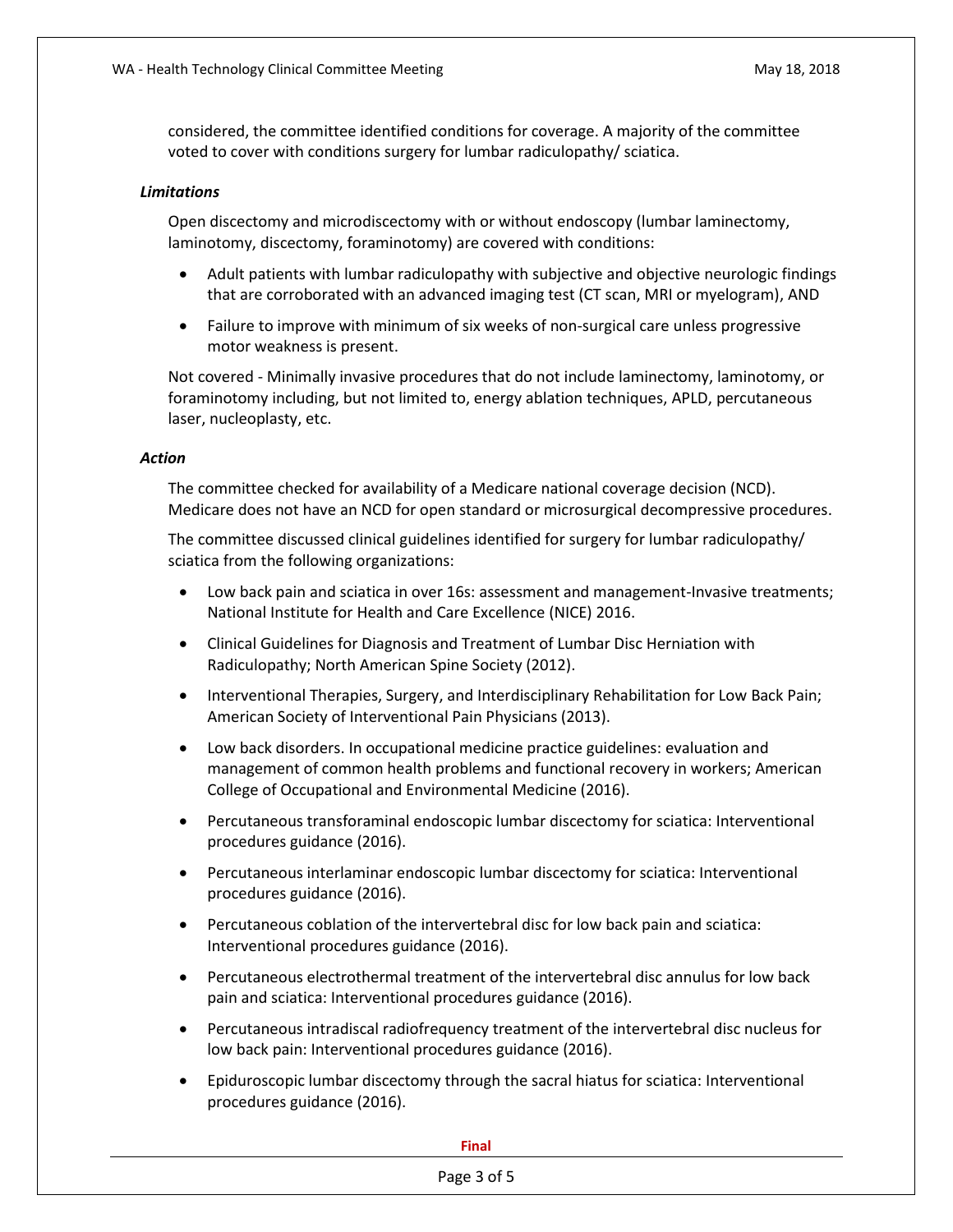considered, the committee identified conditions for coverage. A majority of the committee voted to cover with conditions surgery for lumbar radiculopathy/ sciatica.

### *Limitations*

Open discectomy and microdiscectomy with or without endoscopy (lumbar laminectomy, laminotomy, discectomy, foraminotomy) are covered with conditions:

- Adult patients with lumbar radiculopathy with subjective and objective neurologic findings that are corroborated with an advanced imaging test (CT scan, MRI or myelogram), AND
- Failure to improve with minimum of six weeks of non-surgical care unless progressive motor weakness is present.

Not covered - Minimally invasive procedures that do not include laminectomy, laminotomy, or foraminotomy including, but not limited to, energy ablation techniques, APLD, percutaneous laser, nucleoplasty, etc.

### *Action*

The committee checked for availability of a Medicare national coverage decision (NCD). Medicare does not have an NCD for open standard or microsurgical decompressive procedures.

The committee discussed clinical guidelines identified for surgery for lumbar radiculopathy/ sciatica from the following organizations:

- Low back pain and sciatica in over 16s: assessment and management-Invasive treatments; National Institute for Health and Care Excellence (NICE) 2016.
- Clinical Guidelines for Diagnosis and Treatment of Lumbar Disc Herniation with Radiculopathy; North American Spine Society (2012).
- Interventional Therapies, Surgery, and Interdisciplinary Rehabilitation for Low Back Pain; American Society of Interventional Pain Physicians (2013).
- Low back disorders. In occupational medicine practice guidelines: evaluation and management of common health problems and functional recovery in workers; American College of Occupational and Environmental Medicine (2016).
- Percutaneous transforaminal endoscopic lumbar discectomy for sciatica: Interventional procedures guidance (2016).
- Percutaneous interlaminar endoscopic lumbar discectomy for sciatica: Interventional procedures guidance (2016).
- Percutaneous coblation of the intervertebral disc for low back pain and sciatica: Interventional procedures guidance (2016).
- Percutaneous electrothermal treatment of the intervertebral disc annulus for low back pain and sciatica: Interventional procedures guidance (2016).
- Percutaneous intradiscal radiofrequency treatment of the intervertebral disc nucleus for low back pain: Interventional procedures guidance (2016).
- Epiduroscopic lumbar discectomy through the sacral hiatus for sciatica: Interventional procedures guidance (2016).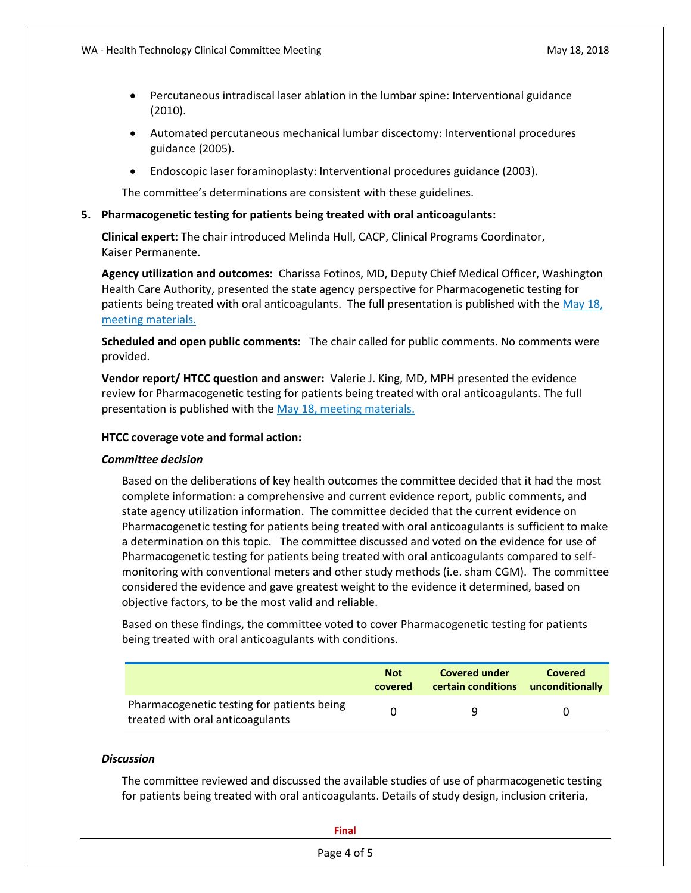- Percutaneous intradiscal laser ablation in the lumbar spine: Interventional guidance (2010).
- Automated percutaneous mechanical lumbar discectomy: Interventional procedures guidance (2005).
- Endoscopic laser foraminoplasty: Interventional procedures guidance (2003).

The committee's determinations are consistent with these guidelines.

5. **Pharmacogenetic testing for patients being treated with oral anticoagulants:**

**Clinical expert:** The chair introduced Melinda Hull, CACP, Clinical Programs Coordinator, Kaiser Permanente.

**Agency utilization and outcomes:** Charissa Fotinos, MD, Deputy Chief Medical Officer, Washington Health Care Authority, presented the state agency perspective for Pharmacogenetic testing for patients being treated with oral anticoagulants. The full presentation is published with the May 18, meeting materials.

**Scheduled and open public comments:** The chair called for public comments. No comments were provided.

**Vendor report/ HTCC question and answer:** Valerie J. King, MD, MPH presented the evidence review for Pharmacogenetic testing for patients being treated with oral anticoagulants. The full presentation is published with the May 18, meeting materials.

**HTCC coverage vote and formal action:**

***Committee decision***

Based on the deliberations of key health outcomes the committee decided that it had the most complete information: a comprehensive and current evidence report, public comments, and state agency utilization information. The committee decided that the current evidence on Pharmacogenetic testing for patients being treated with oral anticoagulants is sufficient to make a determination on this topic. The committee discussed and voted on the evidence for use of Pharmacogenetic testing for patients being treated with oral anticoagulants compared to self-monitoring with conventional meters and other study methods (i.e. sham CGM). The committee considered the evidence and gave greatest weight to the evidence it determined, based on objective factors, to be the most valid and reliable.

Based on these findings, the committee voted to cover Pharmacogenetic testing for patients being treated with oral anticoagulants with conditions.

| | Not covered | Covered under certain conditions | Covered unconditionally |
|---|---|---|---|
| Pharmacogenetic testing for patients being treated with oral anticoagulants | 0 | 9 | 0 |

***Discussion***

The committee reviewed and discussed the available studies of use of pharmacogenetic testing for patients being treated with oral anticoagulants. Details of study design, inclusion criteria,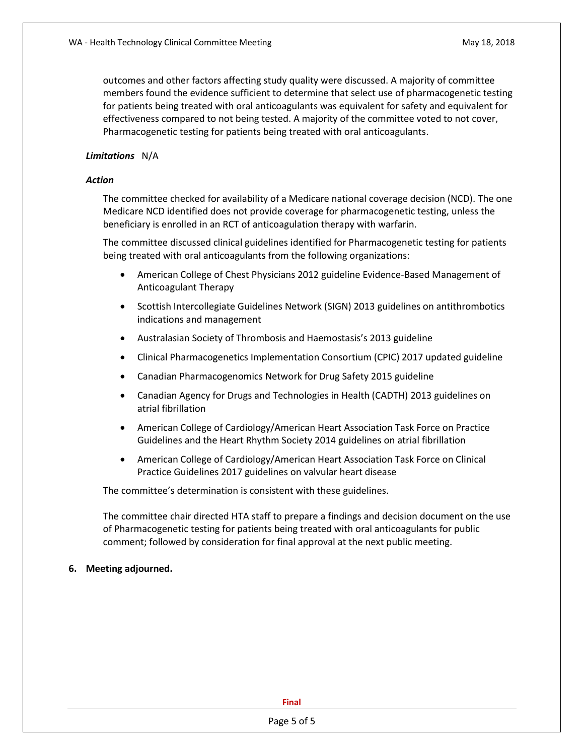outcomes and other factors affecting study quality were discussed. A majority of committee members found the evidence sufficient to determine that select use of pharmacogenetic testing for patients being treated with oral anticoagulants was equivalent for safety and equivalent for effectiveness compared to not being tested. A majority of the committee voted to not cover, Pharmacogenetic testing for patients being treated with oral anticoagulants.

***Limitations*** N/A

***Action***

The committee checked for availability of a Medicare national coverage decision (NCD). The one Medicare NCD identified does not provide coverage for pharmacogenetic testing, unless the beneficiary is enrolled in an RCT of anticoagulation therapy with warfarin.

The committee discussed clinical guidelines identified for Pharmacogenetic testing for patients being treated with oral anticoagulants from the following organizations:

- American College of Chest Physicians 2012 guideline Evidence-Based Management of Anticoagulant Therapy
- Scottish Intercollegiate Guidelines Network (SIGN) 2013 guidelines on antithrombotics indications and management
- Australasian Society of Thrombosis and Haemostasis's 2013 guideline
- Clinical Pharmacogenetics Implementation Consortium (CPIC) 2017 updated guideline
- Canadian Pharmacogenomics Network for Drug Safety 2015 guideline
- Canadian Agency for Drugs and Technologies in Health (CADTH) 2013 guidelines on atrial fibrillation
- American College of Cardiology/American Heart Association Task Force on Practice Guidelines and the Heart Rhythm Society 2014 guidelines on atrial fibrillation
- American College of Cardiology/American Heart Association Task Force on Clinical Practice Guidelines 2017 guidelines on valvular heart disease

The committee's determination is consistent with these guidelines.

The committee chair directed HTA staff to prepare a findings and decision document on the use of Pharmacogenetic testing for patients being treated with oral anticoagulants for public comment; followed by consideration for final approval at the next public meeting.

**6. Meeting adjourned.**